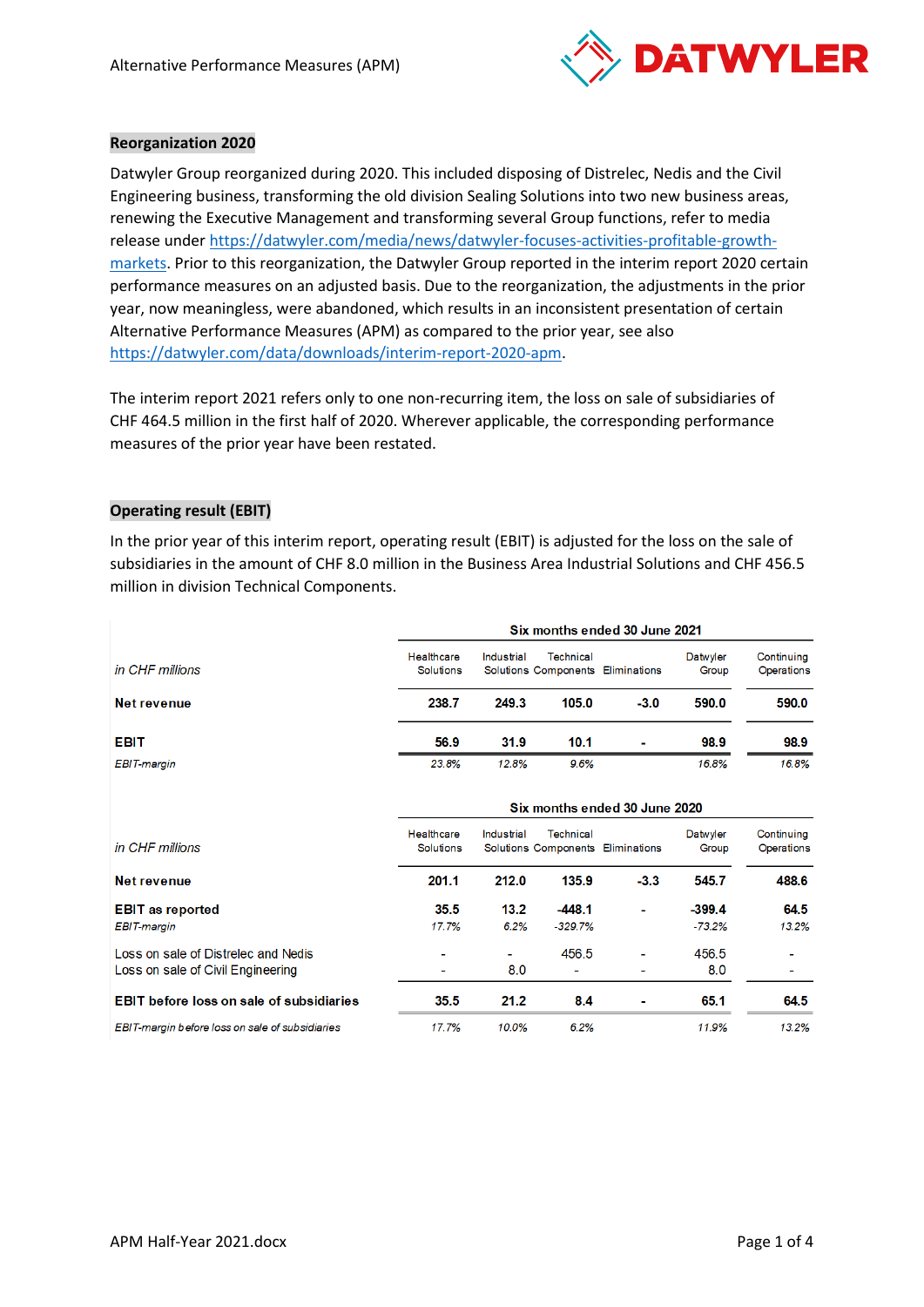Alternative Performance Measures (APM)

## Reorganization 2020

Datwyler Group reorganized during 2020. This included disposing of Distrelec, Nedis and the Civil Engineering business, transforming the old division Sealing Solutions into two new business areas, renewing the Executive Management and transforming several Group functions, refer to media release under https://datwyler.com/media/news/datwyler-focuses-activities-profitable-growth-markets. Prior to this reorganization, the Datwyler Group reported in the interim report 2020 certain performance measures on an adjusted basis. Due to the reorganization, the adjustments in the prior year, now meaningless, were abandoned, which results in an inconsistent presentation of certain Alternative Performance Measures (APM) as compared to the prior year, see also https://datwyler.com/data/downloads/interim-report-2020-apm.

The interim report 2021 refers only to one non-recurring item, the loss on sale of subsidiaries of CHF 464.5 million in the first half of 2020. Wherever applicable, the corresponding performance measures of the prior year have been restated.

## Operating result (EBIT)

In the prior year of this interim report, operating result (EBIT) is adjusted for the loss on the sale of subsidiaries in the amount of CHF 8.0 million in the Business Area Industrial Solutions and CHF 456.5 million in division Technical Components.

| | Six months ended 30 June 2021 | | | | | |
|---|---|---|---|---|---|---|
| *in CHF millions* | Healthcare Solutions | Industrial Solutions | Technical Components | Eliminations | Datwyler Group | Continuing Operations |
| **Net revenue** | **238.7** | **249.3** | **105.0** | **-3.0** | **590.0** | **590.0** |
| **EBIT** | **56.9** | **31.9** | **10.1** | **-** | **98.9** | **98.9** |
| *EBIT-margin* | *23.8%* | *12.8%* | *9.6%* | | *16.8%* | *16.8%* |

| | Six months ended 30 June 2020 | | | | | |
|---|---|---|---|---|---|---|
| *in CHF millions* | Healthcare Solutions | Industrial Solutions | Technical Components | Eliminations | Datwyler Group | Continuing Operations |
| **Net revenue** | **201.1** | **212.0** | **135.9** | **-3.3** | **545.7** | **488.6** |
| **EBIT as reported** | **35.5** | **13.2** | **-448.1** | **-** | **-399.4** | **64.5** |
| *EBIT-margin* | *17.7%* | *6.2%* | *-329.7%* | | *-73.2%* | *13.2%* |
| Loss on sale of Distrelec and Nedis | - | - | 456.5 | - | 456.5 | - |
| Loss on sale of Civil Engineering | - | 8.0 | - | - | 8.0 | - |
| **EBIT before loss on sale of subsidiaries** | **35.5** | **21.2** | **8.4** | **-** | **65.1** | **64.5** |
| *EBIT-margin before loss on sale of subsidiaries* | *17.7%* | *10.0%* | *6.2%* | | *11.9%* | *13.2%* |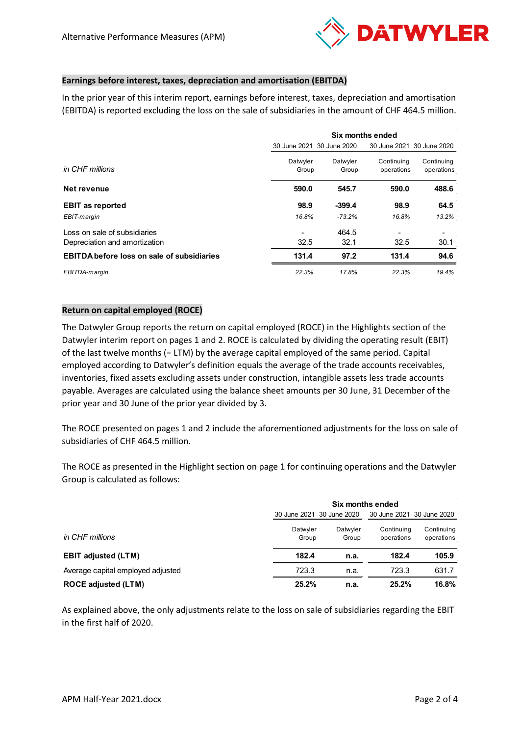## Earnings before interest, taxes, depreciation and amortisation (EBITDA)

In the prior year of this interim report, earnings before interest, taxes, depreciation and amortisation (EBITDA) is reported excluding the loss on the sale of subsidiaries in the amount of CHF 464.5 million.

| | Six months ended | | | |
|---|---|---|---|---|
| | 30 June 2021 | 30 June 2020 | 30 June 2021 | 30 June 2020 |
| *in CHF millions* | Datwyler Group | Datwyler Group | Continuing operations | Continuing operations |
| **Net revenue** | **590.0** | **545.7** | **590.0** | **488.6** |
| **EBIT as reported** | **98.9** | **-399.4** | **98.9** | **64.5** |
| *EBIT-margin* | *16.8%* | *-73.2%* | *16.8%* | *13.2%* |
| Loss on sale of subsidiaries | - | 464.5 | - | - |
| Depreciation and amortization | 32.5 | 32.1 | 32.5 | 30.1 |
| **EBITDA before loss on sale of subsidiaries** | **131.4** | **97.2** | **131.4** | **94.6** |
| *EBITDA-margin* | *22.3%* | *17.8%* | *22.3%* | *19.4%* |

## Return on capital employed (ROCE)

The Datwyler Group reports the return on capital employed (ROCE) in the Highlights section of the Datwyler interim report on pages 1 and 2. ROCE is calculated by dividing the operating result (EBIT) of the last twelve months (= LTM) by the average capital employed of the same period. Capital employed according to Datwyler's definition equals the average of the trade accounts receivables, inventories, fixed assets excluding assets under construction, intangible assets less trade accounts payable. Averages are calculated using the balance sheet amounts per 30 June, 31 December of the prior year and 30 June of the prior year divided by 3.

The ROCE presented on pages 1 and 2 include the aforementioned adjustments for the loss on sale of subsidiaries of CHF 464.5 million.

The ROCE as presented in the Highlight section on page 1 for continuing operations and the Datwyler Group is calculated as follows:

| | Six months ended | | | |
|---|---|---|---|---|
| | 30 June 2021 | 30 June 2020 | 30 June 2021 | 30 June 2020 |
| *in CHF millions* | Datwyler Group | Datwyler Group | Continuing operations | Continuing operations |
| **EBIT adjusted (LTM)** | **182.4** | **n.a.** | **182.4** | **105.9** |
| Average capital employed adjusted | 723.3 | n.a. | 723.3 | 631.7 |
| **ROCE adjusted (LTM)** | **25.2%** | **n.a.** | **25.2%** | **16.8%** |

As explained above, the only adjustments relate to the loss on sale of subsidiaries regarding the EBIT in the first half of 2020.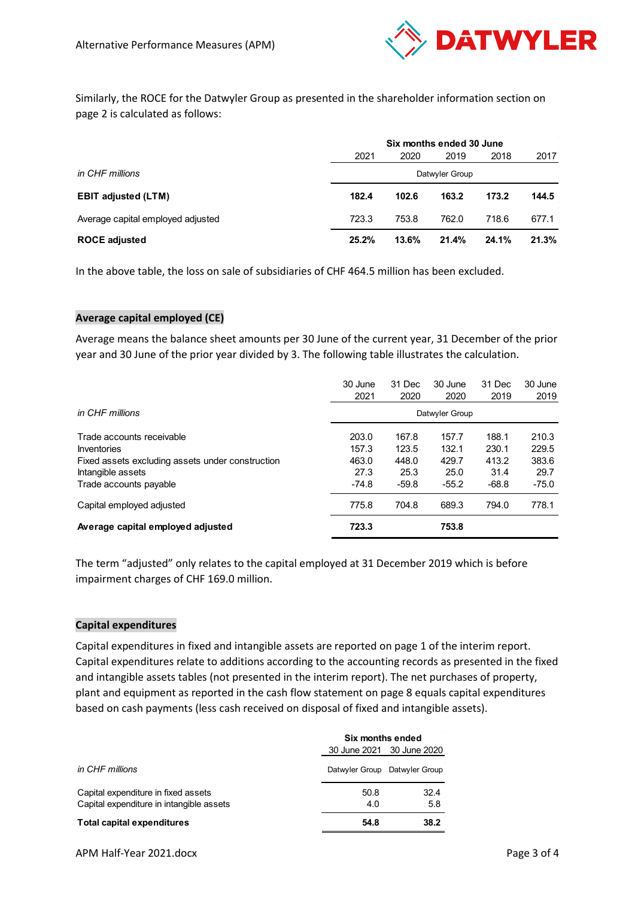Similarly, the ROCE for the Datwyler Group as presented in the shareholder information section on page 2 is calculated as follows:

| | Six months ended 30 June | | | | |
|---|---|---|---|---|---|
| | 2021 | 2020 | 2019 | 2018 | 2017 |
| *in CHF millions* | Datwyler Group | | | | |
| **EBIT adjusted (LTM)** | **182.4** | **102.6** | **163.2** | **173.2** | **144.5** |
| Average capital employed adjusted | 723.3 | 753.8 | 762.0 | 718.6 | 677.1 |
| **ROCE adjusted** | **25.2%** | **13.6%** | **21.4%** | **24.1%** | **21.3%** |

In the above table, the loss on sale of subsidiaries of CHF 464.5 million has been excluded.

## Average capital employed (CE)

Average means the balance sheet amounts per 30 June of the current year, 31 December of the prior year and 30 June of the prior year divided by 3. The following table illustrates the calculation.

| | 30 June 2021 | 31 Dec 2020 | 30 June 2020 | 31 Dec 2019 | 30 June 2019 |
|---|---|---|---|---|---|
| *in CHF millions* | Datwyler Group | | | | |
| Trade accounts receivable | 203.0 | 167.8 | 157.7 | 188.1 | 210.3 |
| Inventories | 157.3 | 123.5 | 132.1 | 230.1 | 229.5 |
| Fixed assets excluding assets under construction | 463.0 | 448.0 | 429.7 | 413.2 | 383.6 |
| Intangible assets | 27.3 | 25.3 | 25.0 | 31.4 | 29.7 |
| Trade accounts payable | -74.8 | -59.8 | -55.2 | -68.8 | -75.0 |
| Capital employed adjusted | 775.8 | 704.8 | 689.3 | 794.0 | 778.1 |
| **Average capital employed adjusted** | **723.3** | | **753.8** | | |

The term "adjusted" only relates to the capital employed at 31 December 2019 which is before impairment charges of CHF 169.0 million.

## Capital expenditures

Capital expenditures in fixed and intangible assets are reported on page 1 of the interim report. Capital expenditures relate to additions according to the accounting records as presented in the fixed and intangible assets tables (not presented in the interim report). The net purchases of property, plant and equipment as reported in the cash flow statement on page 8 equals capital expenditures based on cash payments (less cash received on disposal of fixed and intangible assets).

| | Six months ended | |
|---|---|---|
| | 30 June 2021 | 30 June 2020 |
| *in CHF millions* | Datwyler Group | Datwyler Group |
| Capital expenditure in fixed assets | 50.8 | 32.4 |
| Capital expenditure in intangible assets | 4.0 | 5.8 |
| **Total capital expenditures** | **54.8** | **38.2** |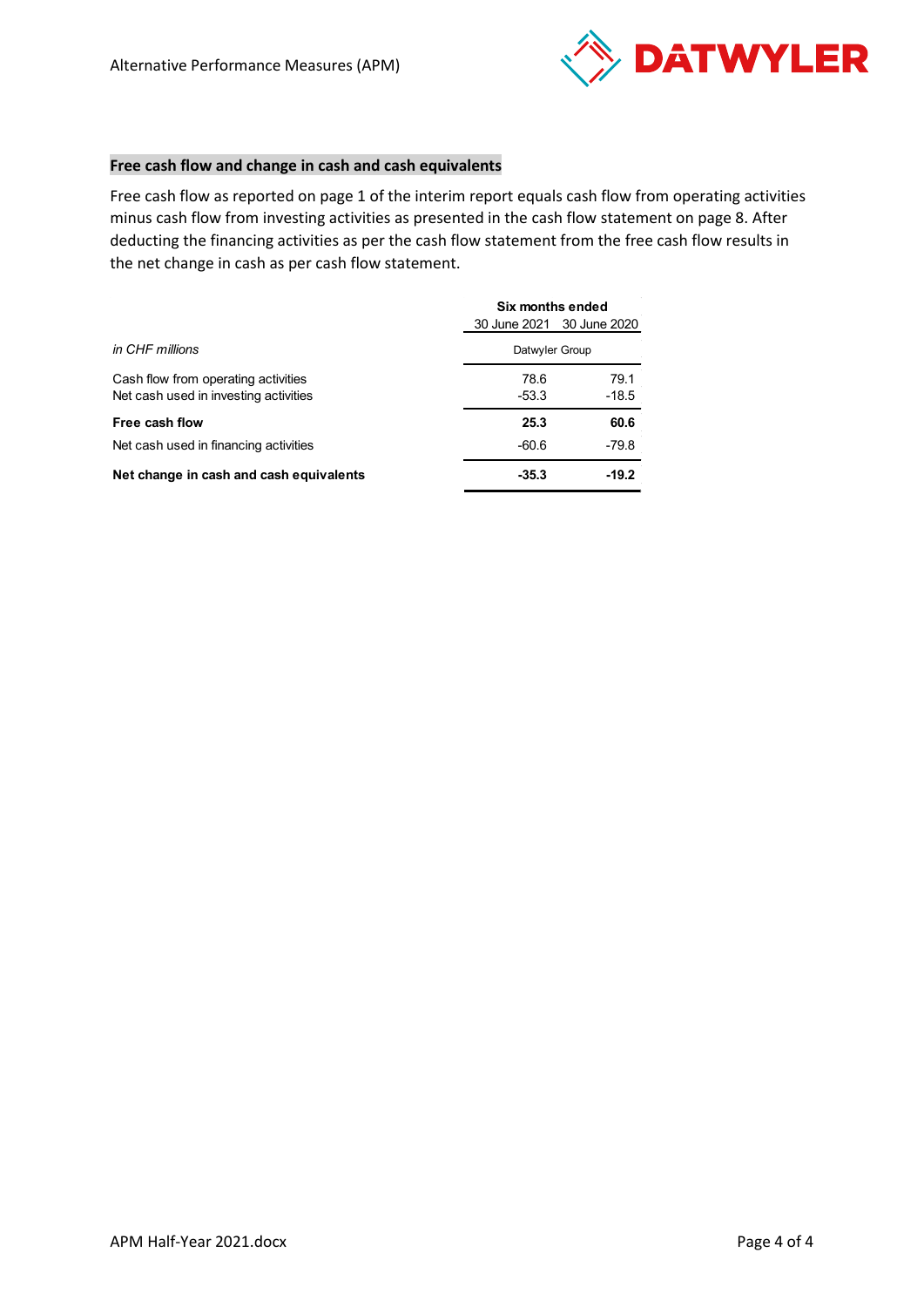## Free cash flow and change in cash and cash equivalents

Free cash flow as reported on page 1 of the interim report equals cash flow from operating activities minus cash flow from investing activities as presented in the cash flow statement on page 8. After deducting the financing activities as per the cash flow statement from the free cash flow results in the net change in cash as per cash flow statement.

| | Six months ended | |
|---|---|---|
| | 30 June 2021 | 30 June 2020 |
| *in CHF millions* | Datwyler Group | |
| Cash flow from operating activities | 78.6 | 79.1 |
| Net cash used in investing activities | -53.3 | -18.5 |
| **Free cash flow** | **25.3** | **60.6** |
| Net cash used in financing activities | -60.6 | -79.8 |
| **Net change in cash and cash equivalents** | **-35.3** | **-19.2** |